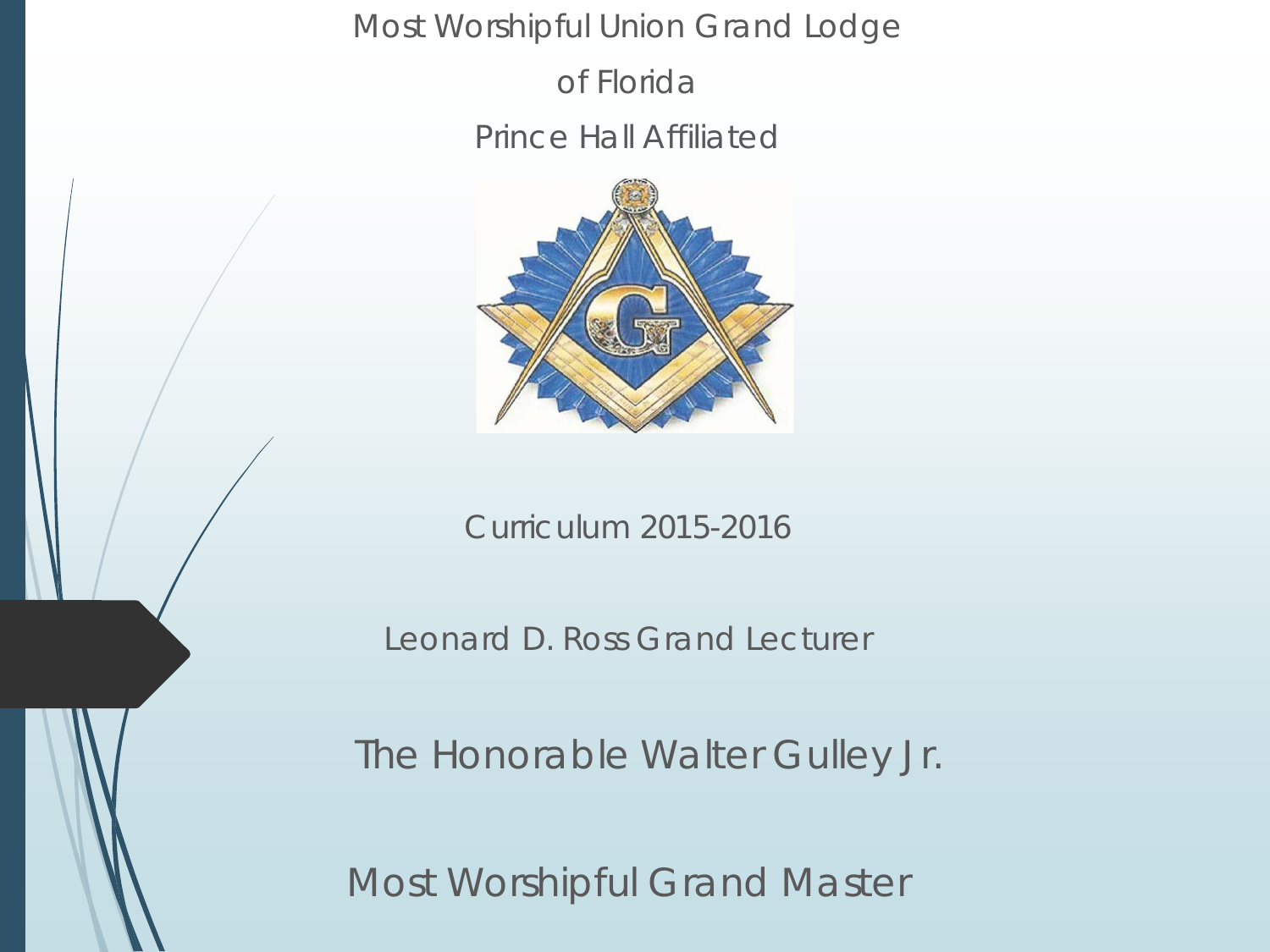# Most Worshipful Union Grand Lodge of Florida

## Prince Hall Affiliated

Curriculum 2015-2016

Leonard D. Ross Grand Lecturer

The Honorable Walter Gulley Jr.

Most Worshipful Grand Master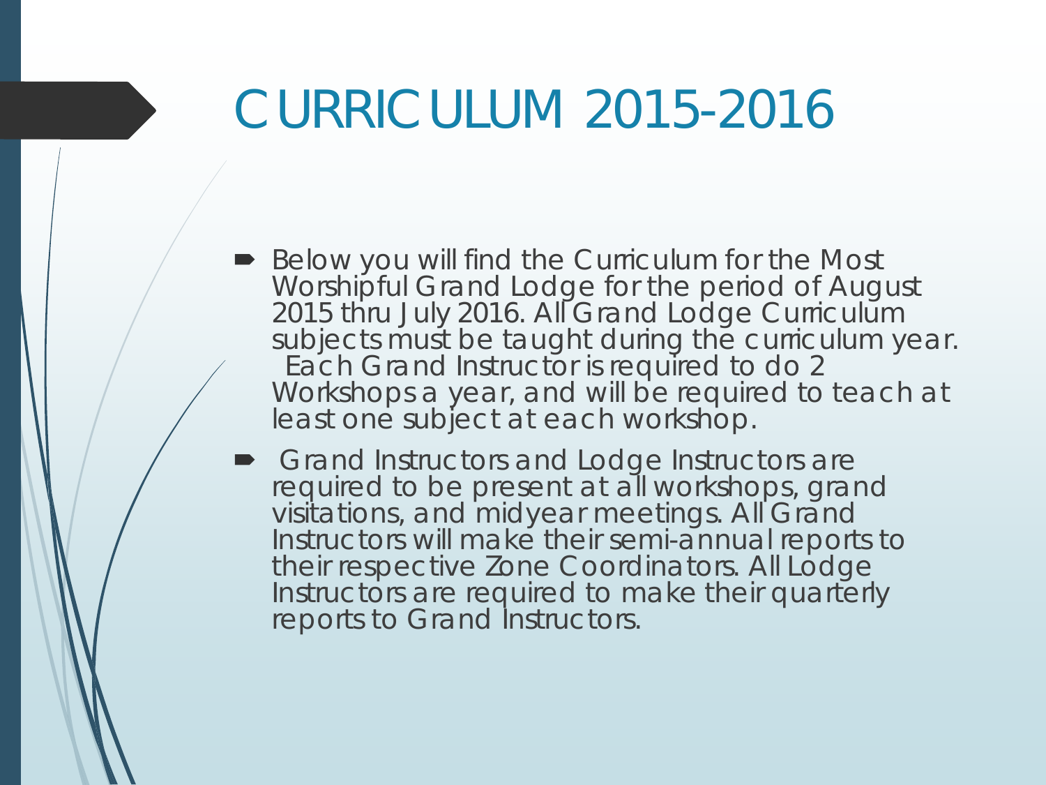# CURRICULUM 2015-2016

- Below you will find the Curriculum for the Most Worshipful Grand Lodge for the period of August 2015 thru July 2016. All Grand Lodge Curriculum subjects must be taught during the curriculum year. Each Grand Instructor is required to do 2 Workshops a year, and will be required to teach at least one subject at each workshop.
- Grand Instructors and Lodge Instructors are required to be present at all workshops, grand visitations, and midyear meetings. All Grand Instructors will make their semi-annual reports to their respective Zone Coordinators. All Lodge Instructors are required to make their quarterly reports to Grand Instructors.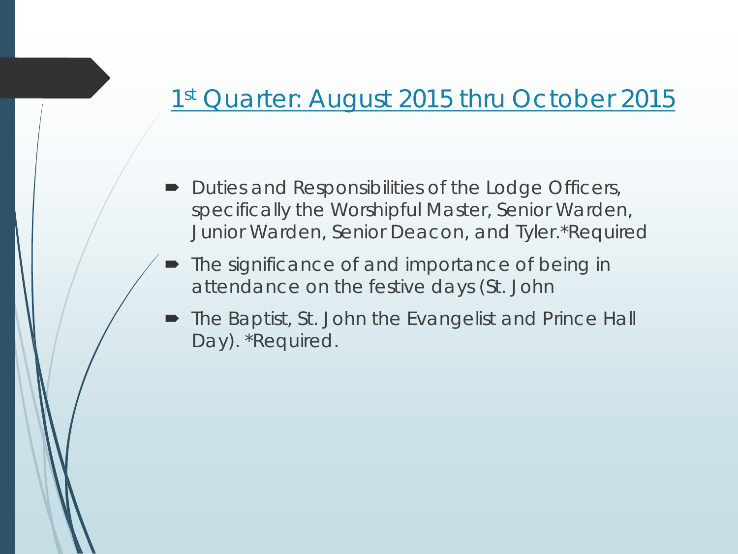# 1st Quarter: August 2015 thru October 2015

- Duties and Responsibilities of the Lodge Officers, specifically the Worshipful Master, Senior Warden, Junior Warden, Senior Deacon, and Tyler.*Required
- The significance of and importance of being in attendance on the festive days (St. John
- The Baptist, St. John the Evangelist and Prince Hall Day). *Required.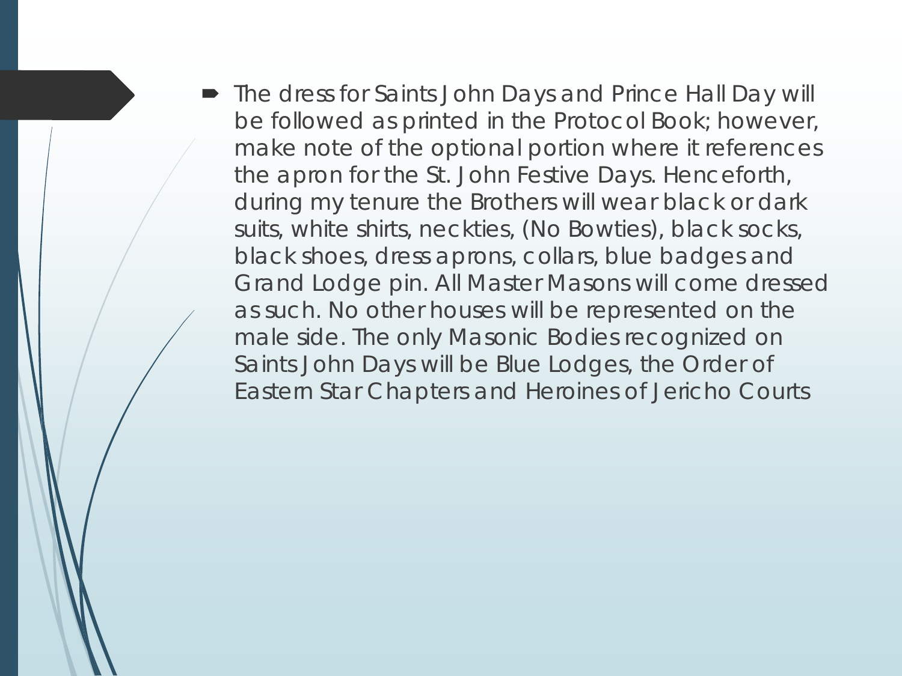- The dress for Saints John Days and Prince Hall Day will be followed as printed in the Protocol Book; however, make note of the optional portion where it references the apron for the St. John Festive Days. Henceforth, during my tenure the Brothers will wear black or dark suits, white shirts, neckties, (No Bowties), black socks, black shoes, dress aprons, collars, blue badges and Grand Lodge pin. All Master Masons will come dressed as such. No other houses will be represented on the male side. The only Masonic Bodies recognized on Saints John Days will be Blue Lodges, the Order of Eastern Star Chapters and Heroines of Jericho Courts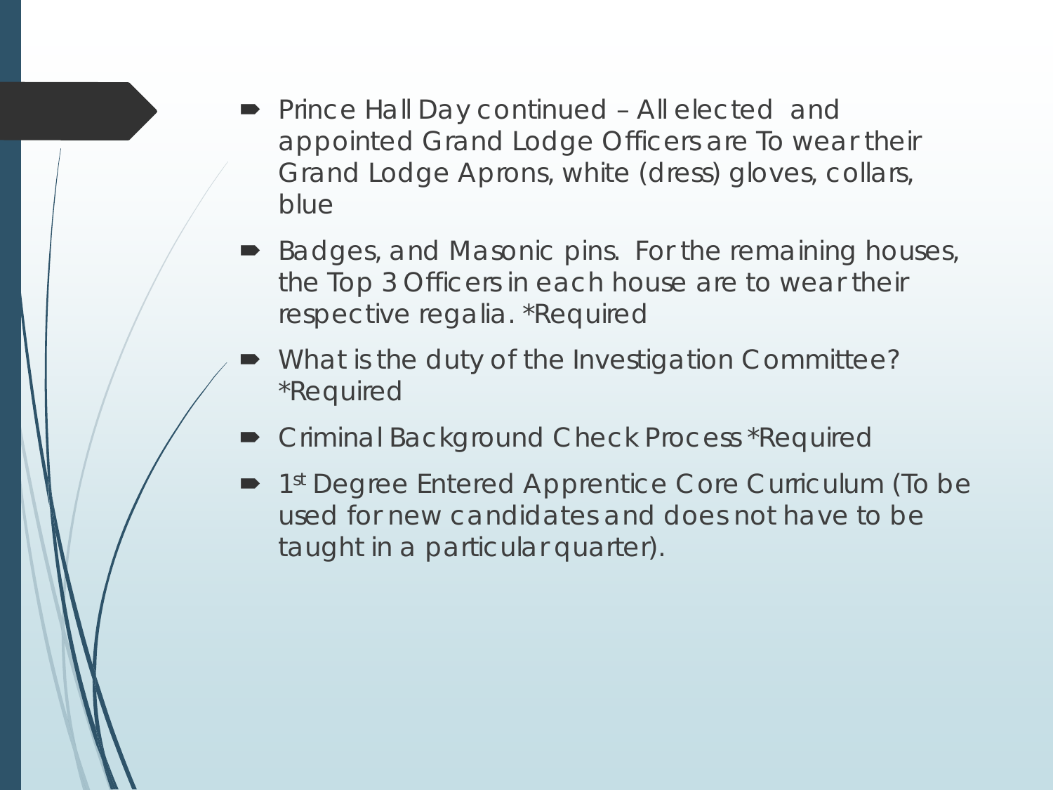- Prince Hall Day continued – All elected and appointed Grand Lodge Officers are To wear their Grand Lodge Aprons, white (dress) gloves, collars, blue
- Badges, and Masonic pins. For the remaining houses, the Top 3 Officers in each house are to wear their respective regalia. *Required
- What is the duty of the Investigation Committee? *Required
- Criminal Background Check Process *Required
- 1st Degree Entered Apprentice Core Curriculum (To be used for new candidates and does not have to be taught in a particular quarter).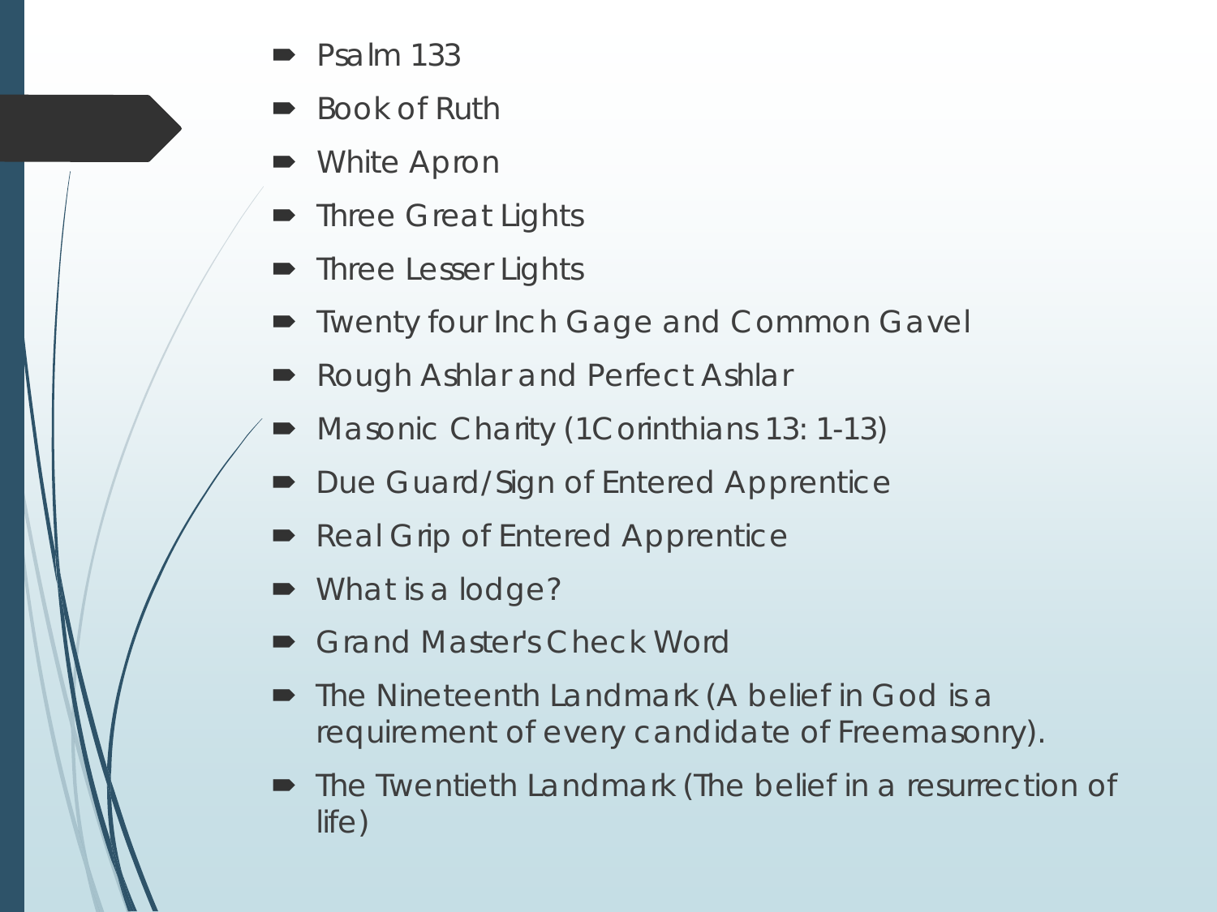- Psalm 133
- Book of Ruth
- White Apron
- Three Great Lights
- Three Lesser Lights
- Twenty four Inch Gage and Common Gavel
- Rough Ashlar and Perfect Ashlar
- Masonic Charity (1Corinthians 13: 1-13)
- Due Guard/Sign of Entered Apprentice
- Real Grip of Entered Apprentice
- What is a lodge?
- Grand Master's Check Word
- The Nineteenth Landmark (A belief in God is a requirement of every candidate of Freemasonry).
- The Twentieth Landmark (The belief in a resurrection of life)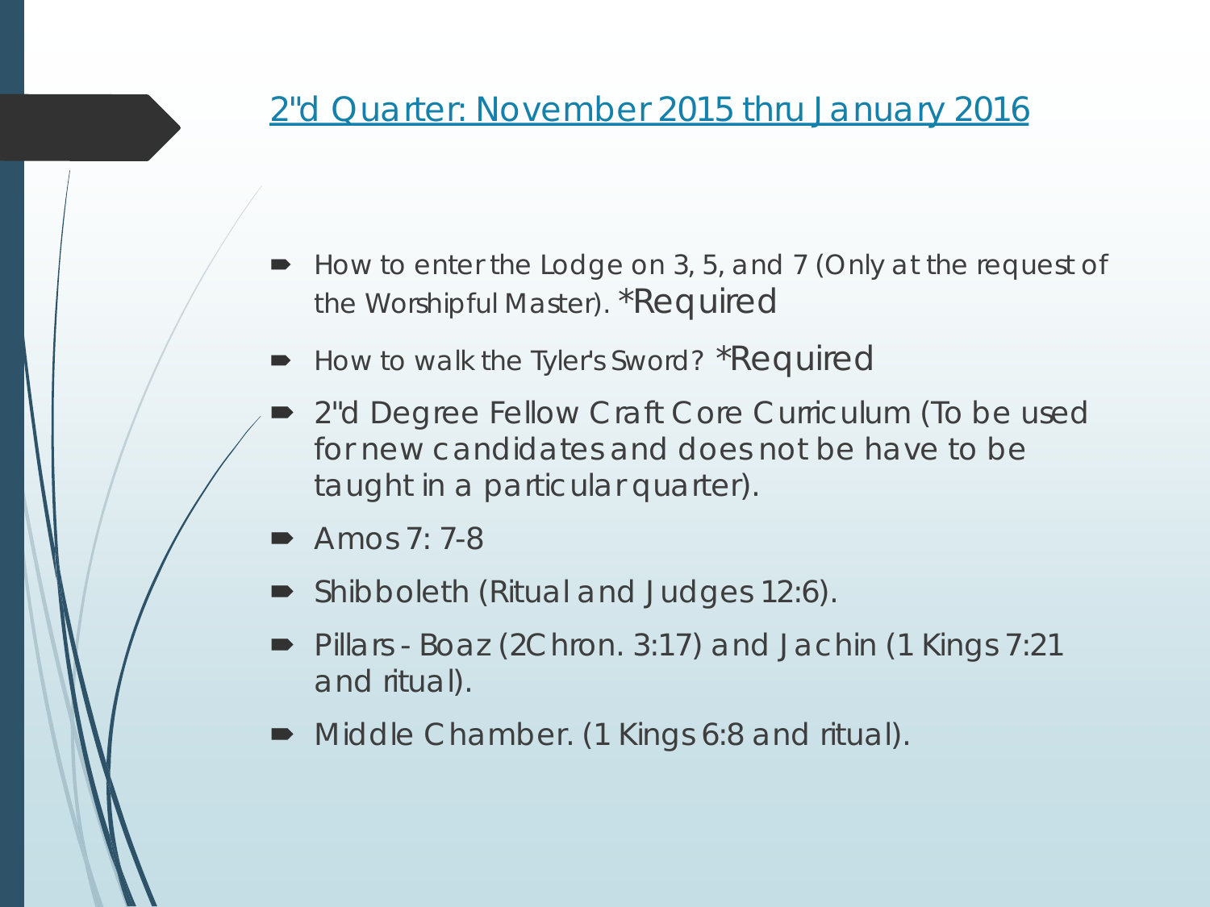## 2"d Quarter: November 2015 thru January 2016

- How to enter the Lodge on 3, 5, and 7 (Only at the request of the Worshipful Master). *Required
- How to walk the Tyler's Sword? *Required
- 2"d Degree Fellow Craft Core Curriculum (To be used for new candidates and does not be have to be taught in a particular quarter).
- Amos 7: 7-8
- Shibboleth (Ritual and Judges 12:6).
- Pillars - Boaz (2Chron. 3:17) and Jachin (1 Kings 7:21 and ritual).
- Middle Chamber. (1 Kings 6:8 and ritual).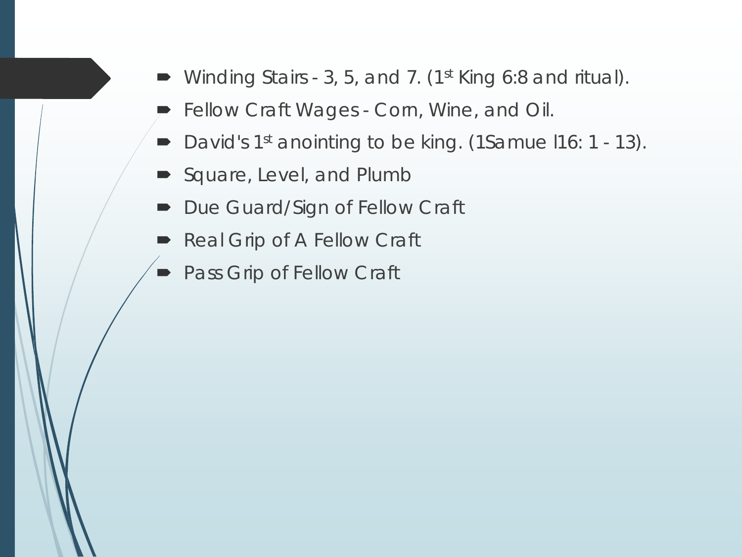- Winding Stairs - 3, 5, and 7. (1st King 6:8 and ritual).
- Fellow Craft Wages - Corn, Wine, and Oil.
- David's 1st anointing to be king. (1Samue l16: 1 - 13).
- Square, Level, and Plumb
- Due Guard/Sign of Fellow Craft
- Real Grip of A Fellow Craft
- Pass Grip of Fellow Craft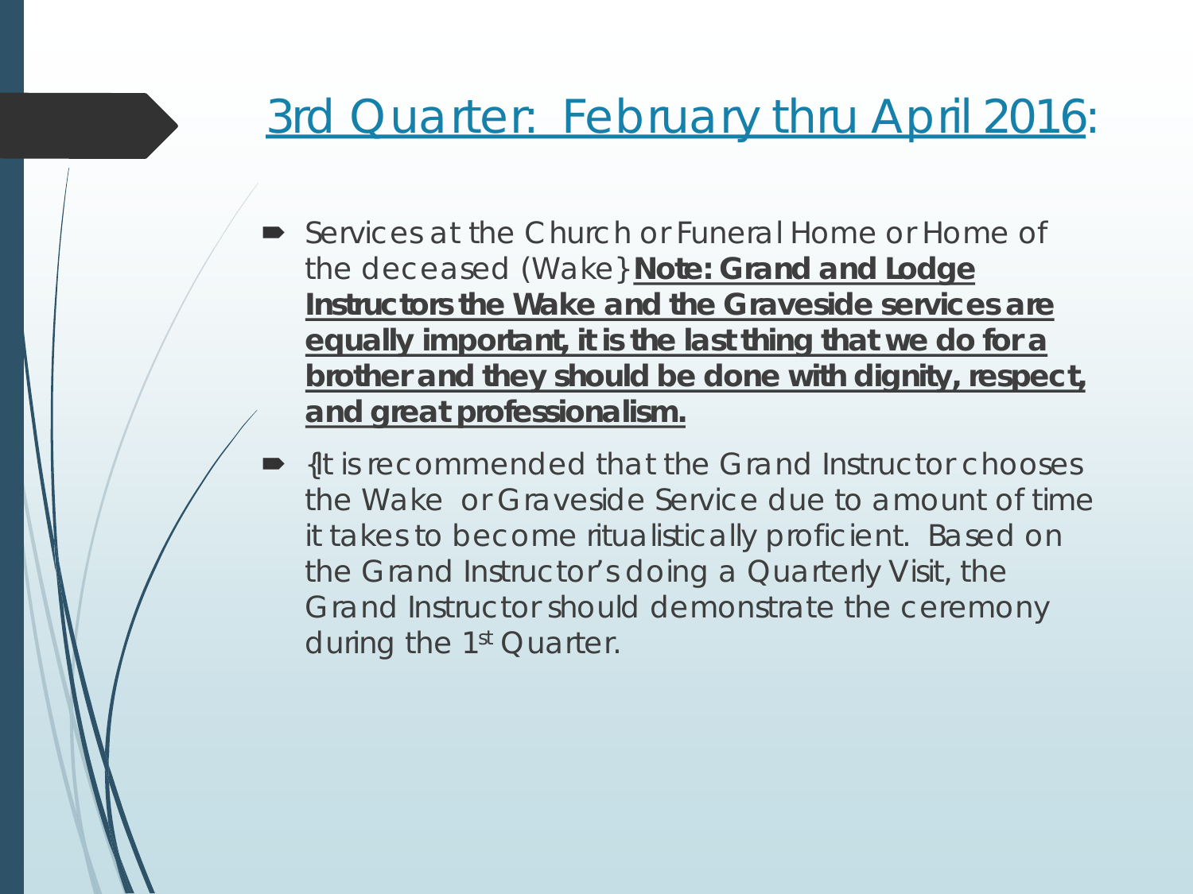## <u>3rd Quarter: February thru April 2016</u>:

- Services at the Church or Funeral Home or Home of the deceased (Wake} **<u>Note: Grand and Lodge Instructors the Wake and the Graveside services are equally important, it is the last thing that we do for a brother and they should be done with dignity, respect, and great professionalism.</u>**
- {It is recommended that the Grand Instructor chooses the Wake or Graveside Service due to amount of time it takes to become ritualistically proficient. Based on the Grand Instructor's doing a Quarterly Visit, the Grand Instructor should demonstrate the ceremony during the 1st Quarter.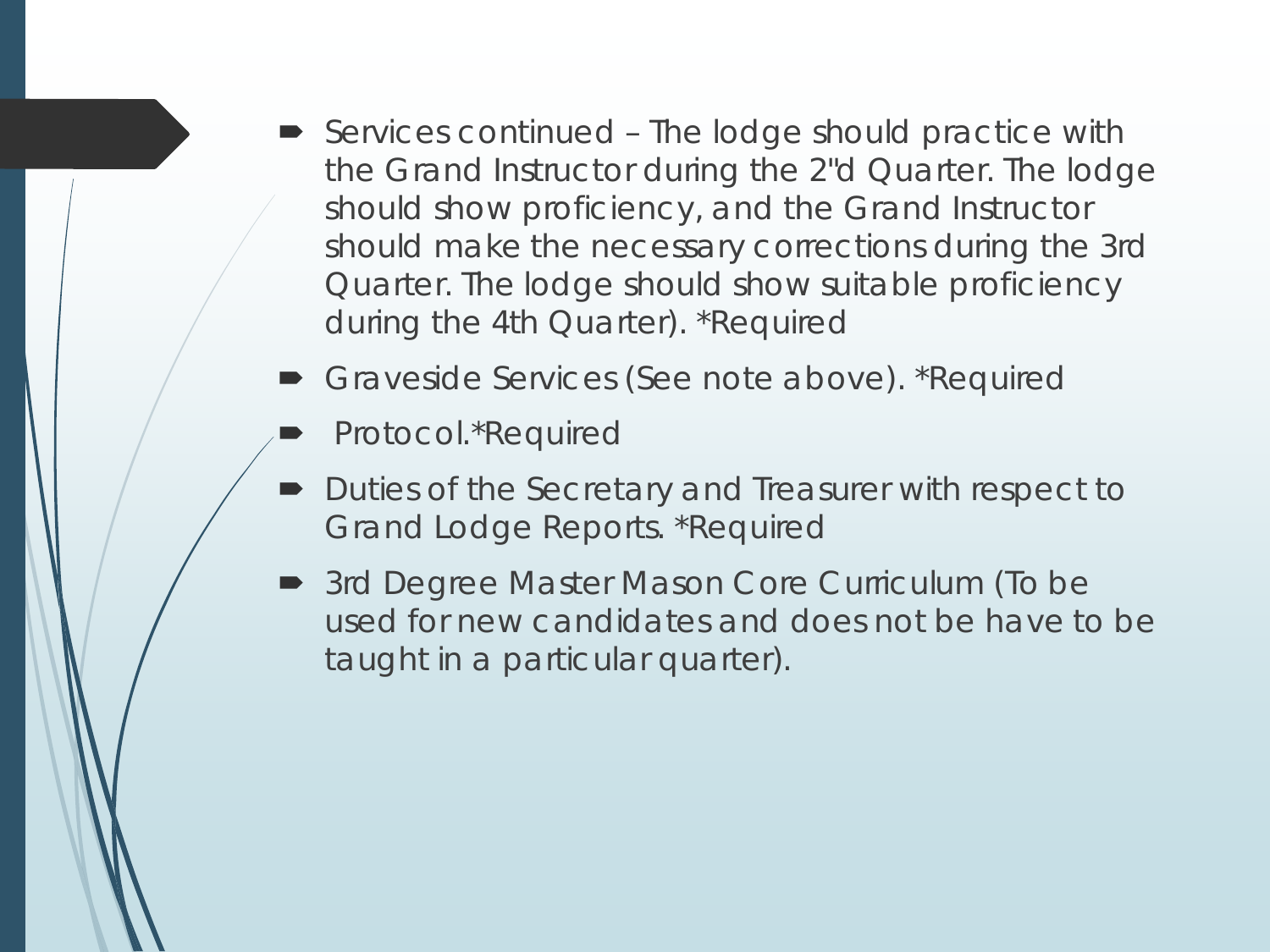- Services continued – The lodge should practice with the Grand Instructor during the 2"d Quarter. The lodge should show proficiency, and the Grand Instructor should make the necessary corrections during the 3rd Quarter. The lodge should show suitable proficiency during the 4th Quarter). *Required
- Graveside Services (See note above). *Required
- Protocol.*Required
- Duties of the Secretary and Treasurer with respect to Grand Lodge Reports. *Required
- 3rd Degree Master Mason Core Curriculum (To be used for new candidates and does not be have to be taught in a particular quarter).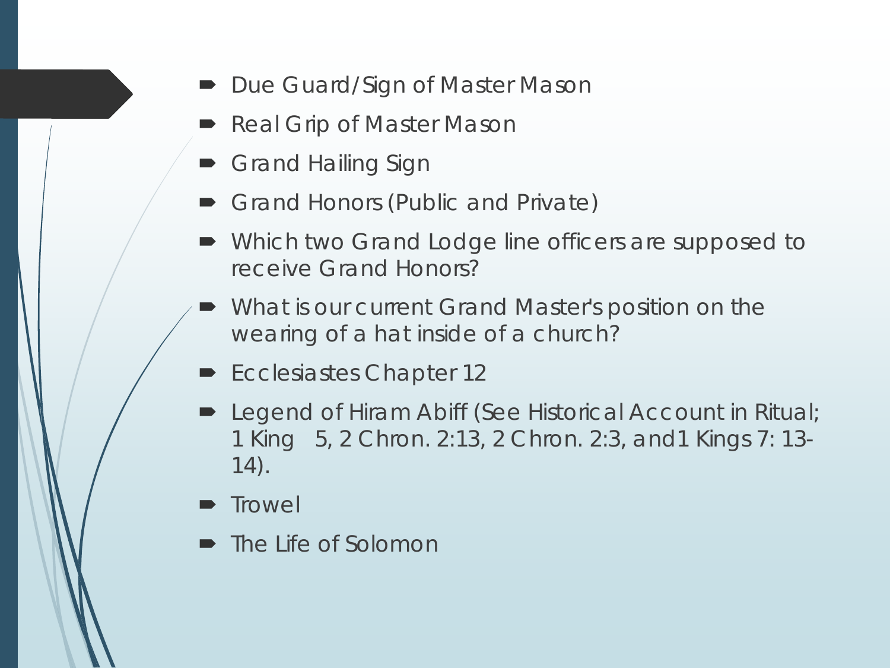- Due Guard/Sign of Master Mason
- Real Grip of Master Mason
- Grand Hailing Sign
- Grand Honors (Public and Private)
- Which two Grand Lodge line officers are supposed to receive Grand Honors?
- What is our current Grand Master's position on the wearing of a hat inside of a church?
- Ecclesiastes Chapter 12
- Legend of Hiram Abiff (See Historical Account in Ritual; 1 King 5, 2 Chron. 2:13, 2 Chron. 2:3, and1 Kings 7: 13-14).
- Trowel
- The Life of Solomon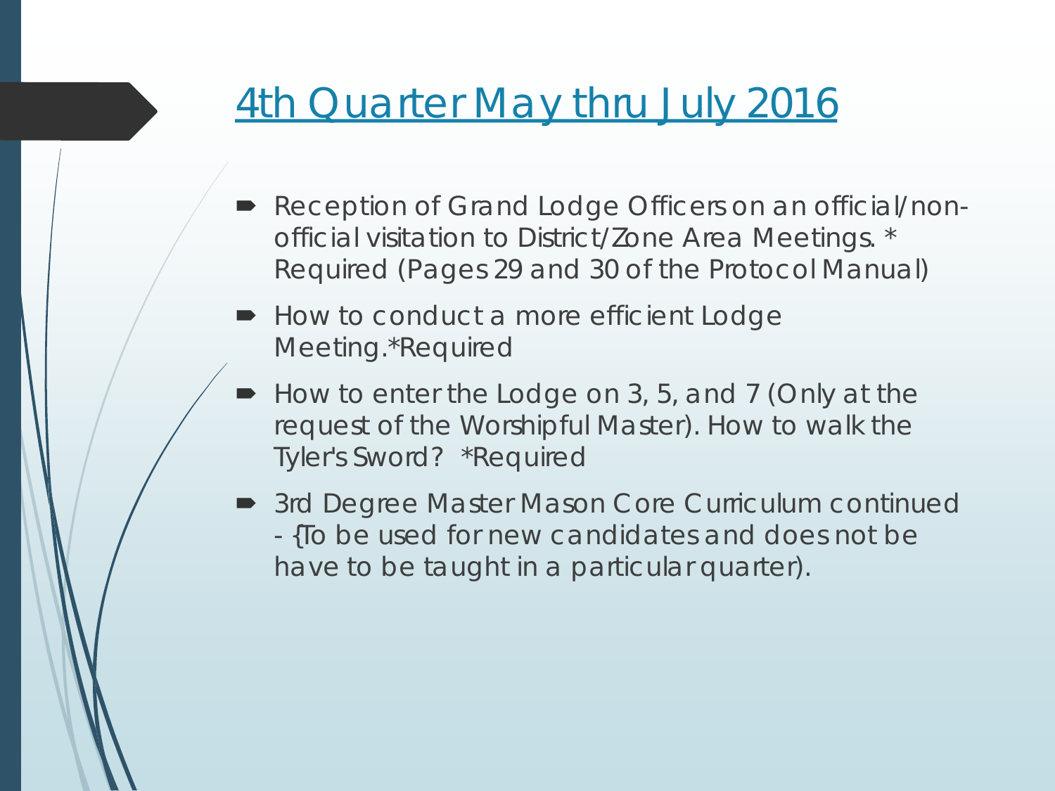# 4th Quarter May thru July 2016

- Reception of Grand Lodge Officers on an official/non-official visitation to District/Zone Area Meetings. * Required (Pages 29 and 30 of the Protocol Manual)
- How to conduct a more efficient Lodge Meeting.*Required
- How to enter the Lodge on 3, 5, and 7 (Only at the request of the Worshipful Master). How to walk the Tyler's Sword? *Required
- 3rd Degree Master Mason Core Curriculum continued - {To be used for new candidates and does not be have to be taught in a particular quarter).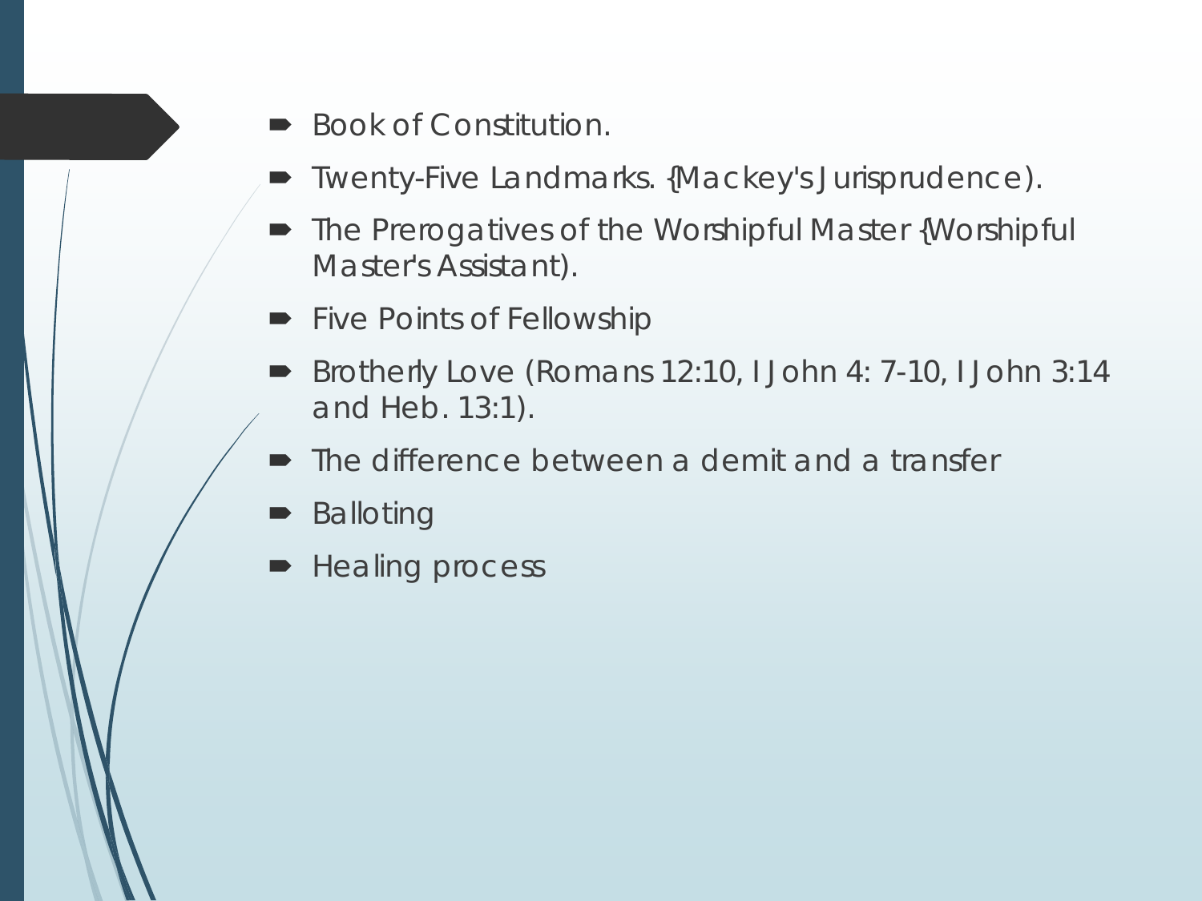- Book of Constitution.
- Twenty-Five Landmarks. {Mackey's Jurisprudence).
- The Prerogatives of the Worshipful Master {Worshipful Master's Assistant).
- Five Points of Fellowship
- Brotherly Love (Romans 12:10, I John 4: 7-10, I John 3:14 and Heb. 13:1).
- The difference between a demit and a transfer
- Balloting
- Healing process